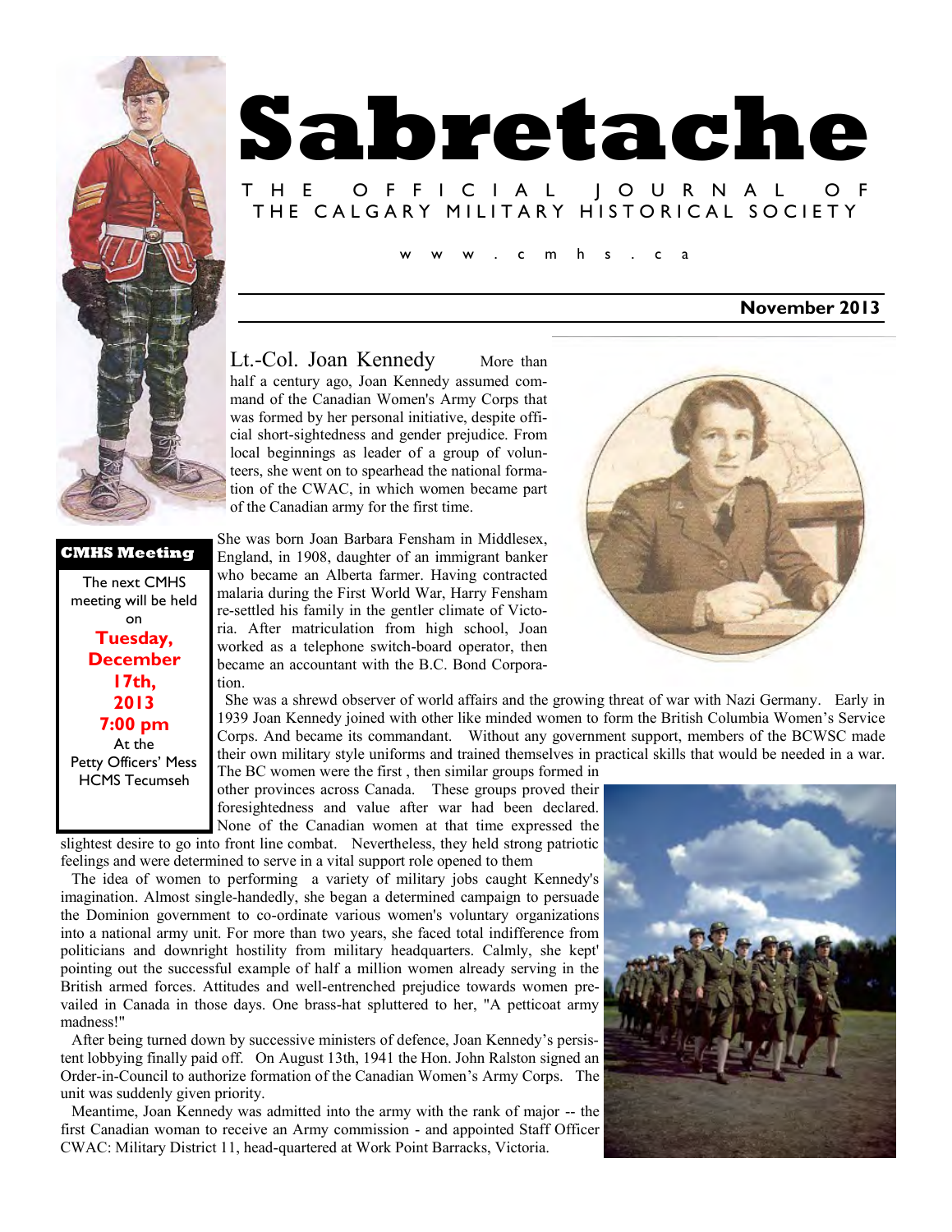# Sabretache

THE OFFICIAL JOURNAL OF THE CALGARY MILITARY HISTORICAL SOCIETY

www.cmhs.ca

**November 2013**

> **CMHS Meeting**
>
> The next CMHS meeting will be held on **Tuesday, December 17th, 2013 7:00 pm** At the Petty Officers' Mess HCMS Tecumseh

## Lt.-Col. Joan Kennedy

More than half a century ago, Joan Kennedy assumed command of the Canadian Women's Army Corps that was formed by her personal initiative, despite official short-sightedness and gender prejudice. From local beginnings as leader of a group of volunteers, she went on to spearhead the national formation of the CWAC, in which women became part of the Canadian army for the first time.

She was born Joan Barbara Fensham in Middlesex, England, in 1908, daughter of an immigrant banker who became an Alberta farmer. Having contracted malaria during the First World War, Harry Fensham re-settled his family in the gentler climate of Victoria. After matriculation from high school, Joan worked as a telephone switch-board operator, then became an accountant with the B.C. Bond Corporation.

She was a shrewd observer of world affairs and the growing threat of war with Nazi Germany. Early in 1939 Joan Kennedy joined with other like minded women to form the British Columbia Women's Service Corps. And became its commandant. Without any government support, members of the BCWSC made their own military style uniforms and trained themselves in practical skills that would be needed in a war. The BC women were the first , then similar groups formed in other provinces across Canada. These groups proved their foresightedness and value after war had been declared. None of the Canadian women at that time expressed the slightest desire to go into front line combat. Nevertheless, they held strong patriotic feelings and were determined to serve in a vital support role opened to them

The idea of women to performing a variety of military jobs caught Kennedy's imagination. Almost single-handedly, she began a determined campaign to persuade the Dominion government to co-ordinate various women's voluntary organizations into a national army unit. For more than two years, she faced total indifference from politicians and downright hostility from military headquarters. Calmly, she kept' pointing out the successful example of half a million women already serving in the British armed forces. Attitudes and well-entrenched prejudice towards women prevailed in Canada in those days. One brass-hat spluttered to her, "A petticoat army madness!"

After being turned down by successive ministers of defence, Joan Kennedy's persistent lobbying finally paid off. On August 13th, 1941 the Hon. John Ralston signed an Order-in-Council to authorize formation of the Canadian Women's Army Corps. The unit was suddenly given priority.

Meantime, Joan Kennedy was admitted into the army with the rank of major -- the first Canadian woman to receive an Army commission - and appointed Staff Officer CWAC: Military District 11, head-quartered at Work Point Barracks, Victoria.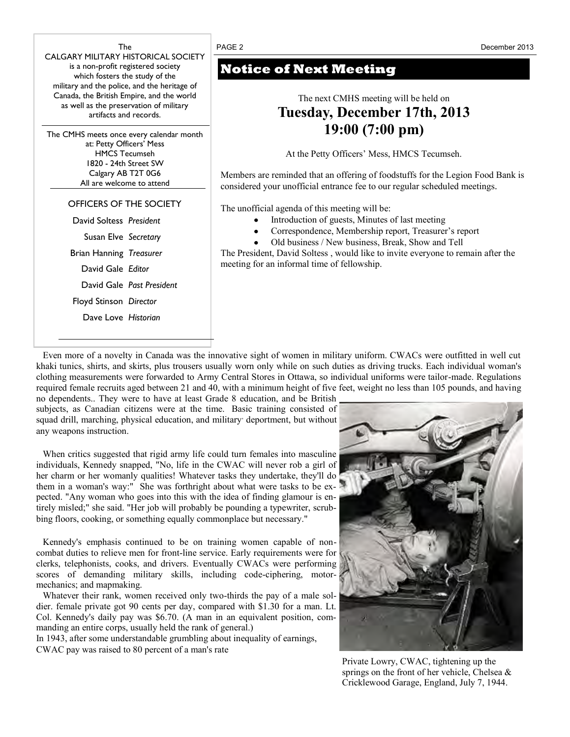The
CALGARY MILITARY HISTORICAL SOCIETY
is a non-profit registered society which fosters the study of the military and the police, and the heritage of Canada, the British Empire, and the world as well as the preservation of military artifacts and records.

The CMHS meets once every calendar month at: Petty Officers' Mess
HMCS Tecumseh
1820 - 24th Street SW
Calgary AB T2T 0G6
All are welcome to attend

OFFICERS OF THE SOCIETY

David Soltess *President*
Susan Elve *Secretary*
Brian Hanning *Treasurer*
David Gale *Editor*
David Gale *Past President*
Floyd Stinson *Director*
Dave Love *Historian*

## Notice of Next Meeting

The next CMHS meeting will be held on

**Tuesday, December 17th, 2013**
**19:00 (7:00 pm)**

At the Petty Officers' Mess, HMCS Tecumseh.

Members are reminded that an offering of foodstuffs for the Legion Food Bank is considered your unofficial entrance fee to our regular scheduled meetings.

The unofficial agenda of this meeting will be:

- Introduction of guests, Minutes of last meeting
- Correspondence, Membership report, Treasurer's report
- Old business / New business, Break, Show and Tell

The President, David Soltess , would like to invite everyone to remain after the meeting for an informal time of fellowship.

Even more of a novelty in Canada was the innovative sight of women in military uniform. CWACs were outfitted in well cut khaki tunics, shirts, and skirts, plus trousers usually worn only while on such duties as driving trucks. Each individual woman's clothing measurements were forwarded to Army Central Stores in Ottawa, so individual uniforms were tailor-made. Regulations required female recruits aged between 21 and 40, with a minimum height of five feet, weight no less than 105 pounds, and having no dependents.. They were to have at least Grade 8 education, and be British subjects, as Canadian citizens were at the time. Basic training consisted of squad drill, marching, physical education, and military deportment, but without any weapons instruction.

When critics suggested that rigid army life could turn females into masculine individuals, Kennedy snapped, "No, life in the CWAC will never rob a girl of her charm or her womanly qualities! Whatever tasks they undertake, they'll do them in a woman's way:" She was forthright about what were tasks to be expected. "Any woman who goes into this with the idea of finding glamour is entirely misled;" she said. "Her job will probably be pounding a typewriter, scrubbing floors, cooking, or something equally commonplace but necessary."

Kennedy's emphasis continued to be on training women capable of non-combat duties to relieve men for front-line service. Early requirements were for clerks, telephonists, cooks, and drivers. Eventually CWACs were performing scores of demanding military skills, including code-ciphering, motor-mechanics; and mapmaking.

Whatever their rank, women received only two-thirds the pay of a male soldier. female private got 90 cents per day, compared with $1.30 for a man. Lt. Col. Kennedy's daily pay was $6.70. (A man in an equivalent position, commanding an entire corps, usually held the rank of general.)

In 1943, after some understandable grumbling about inequality of earnings, CWAC pay was raised to 80 percent of a man's rate

Private Lowry, CWAC, tightening up the springs on the front of her vehicle, Chelsea & Cricklewood Garage, England, July 7, 1944.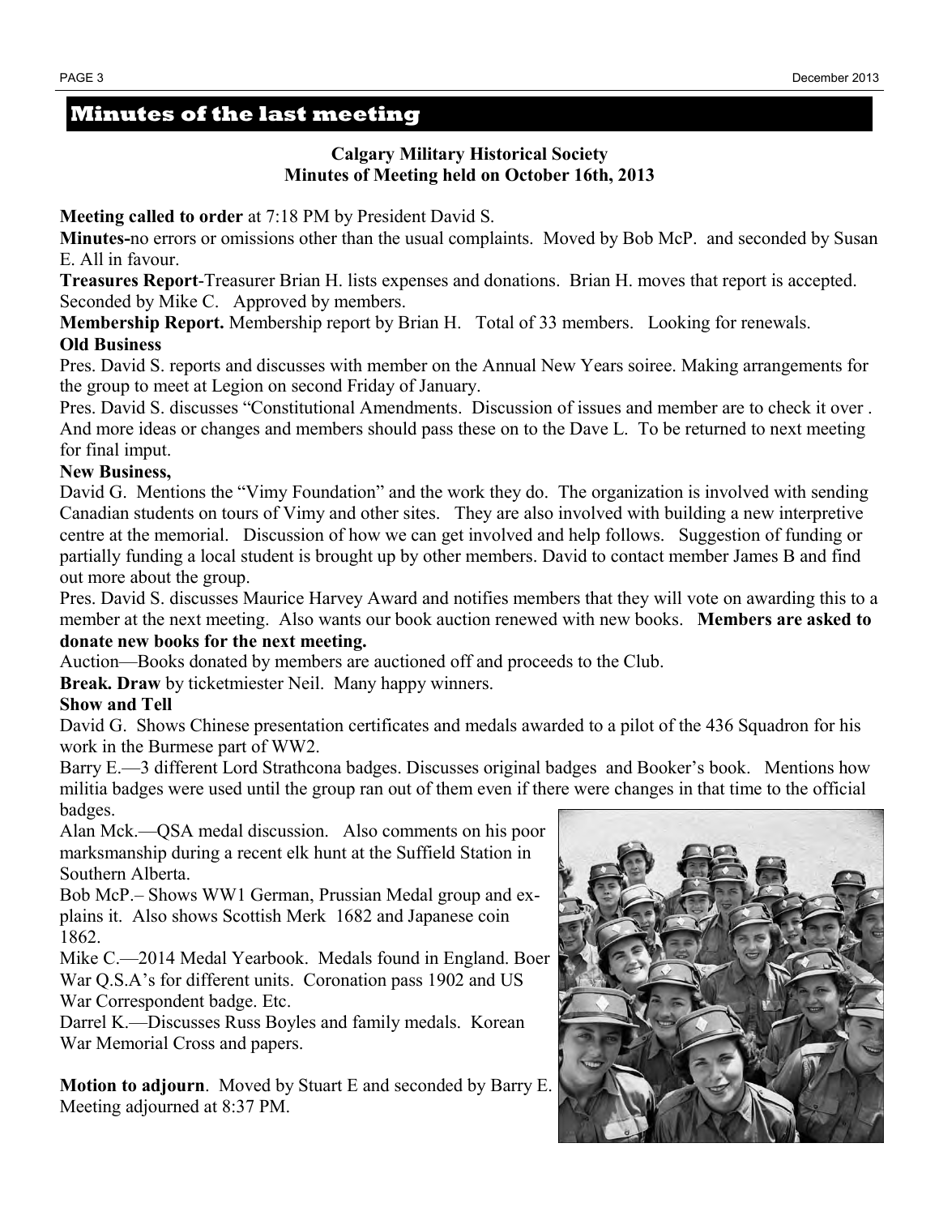## Minutes of the last meeting

**Calgary Military Historical Society**
**Minutes of Meeting held on October 16th, 2013**

**Meeting called to order** at 7:18 PM by President David S.

**Minutes-**no errors or omissions other than the usual complaints. Moved by Bob McP. and seconded by Susan E. All in favour.

**Treasures Report**-Treasurer Brian H. lists expenses and donations. Brian H. moves that report is accepted. Seconded by Mike C. Approved by members.

**Membership Report.** Membership report by Brian H. Total of 33 members. Looking for renewals.

**Old Business**

Pres. David S. reports and discusses with member on the Annual New Years soiree. Making arrangements for the group to meet at Legion on second Friday of January.

Pres. David S. discusses "Constitutional Amendments. Discussion of issues and member are to check it over . And more ideas or changes and members should pass these on to the Dave L. To be returned to next meeting for final imput.

**New Business,**

David G. Mentions the "Vimy Foundation" and the work they do. The organization is involved with sending Canadian students on tours of Vimy and other sites. They are also involved with building a new interpretive centre at the memorial. Discussion of how we can get involved and help follows. Suggestion of funding or partially funding a local student is brought up by other members. David to contact member James B and find out more about the group.

Pres. David S. discusses Maurice Harvey Award and notifies members that they will vote on awarding this to a member at the next meeting. Also wants our book auction renewed with new books. **Members are asked to donate new books for the next meeting.**

Auction—Books donated by members are auctioned off and proceeds to the Club.

**Break. Draw** by ticketmiester Neil. Many happy winners.

**Show and Tell**

David G. Shows Chinese presentation certificates and medals awarded to a pilot of the 436 Squadron for his work in the Burmese part of WW2.

Barry E.—3 different Lord Strathcona badges. Discusses original badges and Booker's book. Mentions how militia badges were used until the group ran out of them even if there were changes in that time to the official badges.

Alan Mck.—QSA medal discussion. Also comments on his poor marksmanship during a recent elk hunt at the Suffield Station in Southern Alberta.

Bob McP.– Shows WW1 German, Prussian Medal group and explains it. Also shows Scottish Merk 1682 and Japanese coin 1862.

Mike C.—2014 Medal Yearbook. Medals found in England. Boer War Q.S.A's for different units. Coronation pass 1902 and US War Correspondent badge. Etc.

Darrel K.—Discusses Russ Boyles and family medals. Korean War Memorial Cross and papers.

**Motion to adjourn**. Moved by Stuart E and seconded by Barry E. Meeting adjourned at 8:37 PM.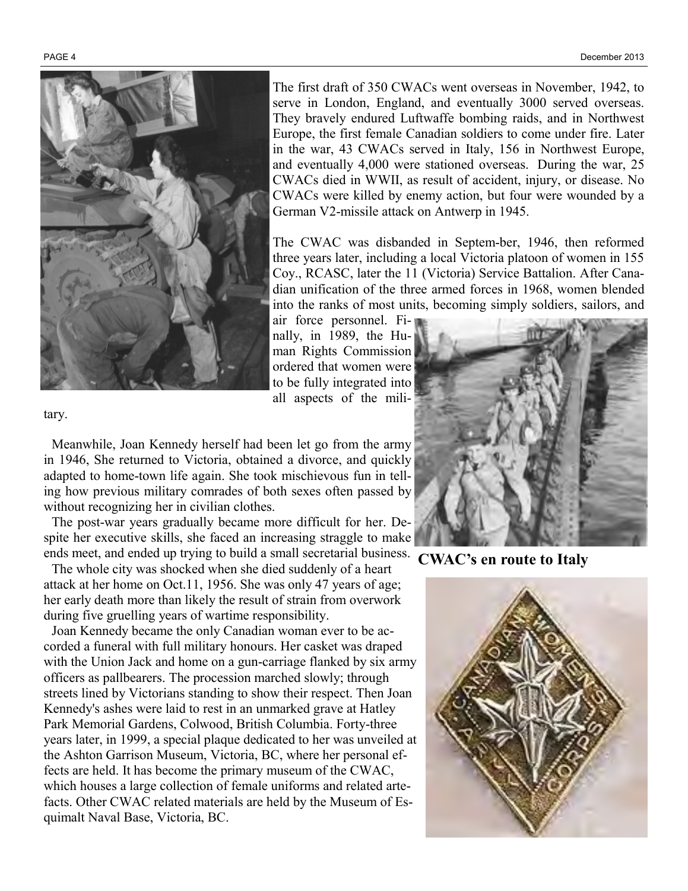The first draft of 350 CWACs went overseas in November, 1942, to serve in London, England, and eventually 3000 served overseas. They bravely endured Luftwaffe bombing raids, and in Northwest Europe, the first female Canadian soldiers to come under fire. Later in the war, 43 CWACs served in Italy, 156 in Northwest Europe, and eventually 4,000 were stationed overseas. During the war, 25 CWACs died in WWII, as result of accident, injury, or disease. No CWACs were killed by enemy action, but four were wounded by a German V2-missile attack on Antwerp in 1945.

The CWAC was disbanded in Septem-ber, 1946, then reformed three years later, including a local Victoria platoon of women in 155 Coy., RCASC, later the 11 (Victoria) Service Battalion. After Canadian unification of the three armed forces in 1968, women blended into the ranks of most units, becoming simply soldiers, sailors, and air force personnel. Finally, in 1989, the Human Rights Commission ordered that women were to be fully integrated into all aspects of the military.

Meanwhile, Joan Kennedy herself had been let go from the army in 1946, She returned to Victoria, obtained a divorce, and quickly adapted to home-town life again. She took mischievous fun in telling how previous military comrades of both sexes often passed by without recognizing her in civilian clothes.

The post-war years gradually became more difficult for her. Despite her executive skills, she faced an increasing straggle to make ends meet, and ended up trying to build a small secretarial business.

The whole city was shocked when she died suddenly of a heart attack at her home on Oct.11, 1956. She was only 47 years of age; her early death more than likely the result of strain from overwork during five gruelling years of wartime responsibility.

Joan Kennedy became the only Canadian woman ever to be accorded a funeral with full military honours. Her casket was draped with the Union Jack and home on a gun-carriage flanked by six army officers as pallbearers. The procession marched slowly; through streets lined by Victorians standing to show their respect. Then Joan Kennedy's ashes were laid to rest in an unmarked grave at Hatley Park Memorial Gardens, Colwood, British Columbia. Forty-three years later, in 1999, a special plaque dedicated to her was unveiled at the Ashton Garrison Museum, Victoria, BC, where her personal effects are held. It has become the primary museum of the CWAC, which houses a large collection of female uniforms and related artefacts. Other CWAC related materials are held by the Museum of Esquimalt Naval Base, Victoria, BC.

**CWAC's en route to Italy**